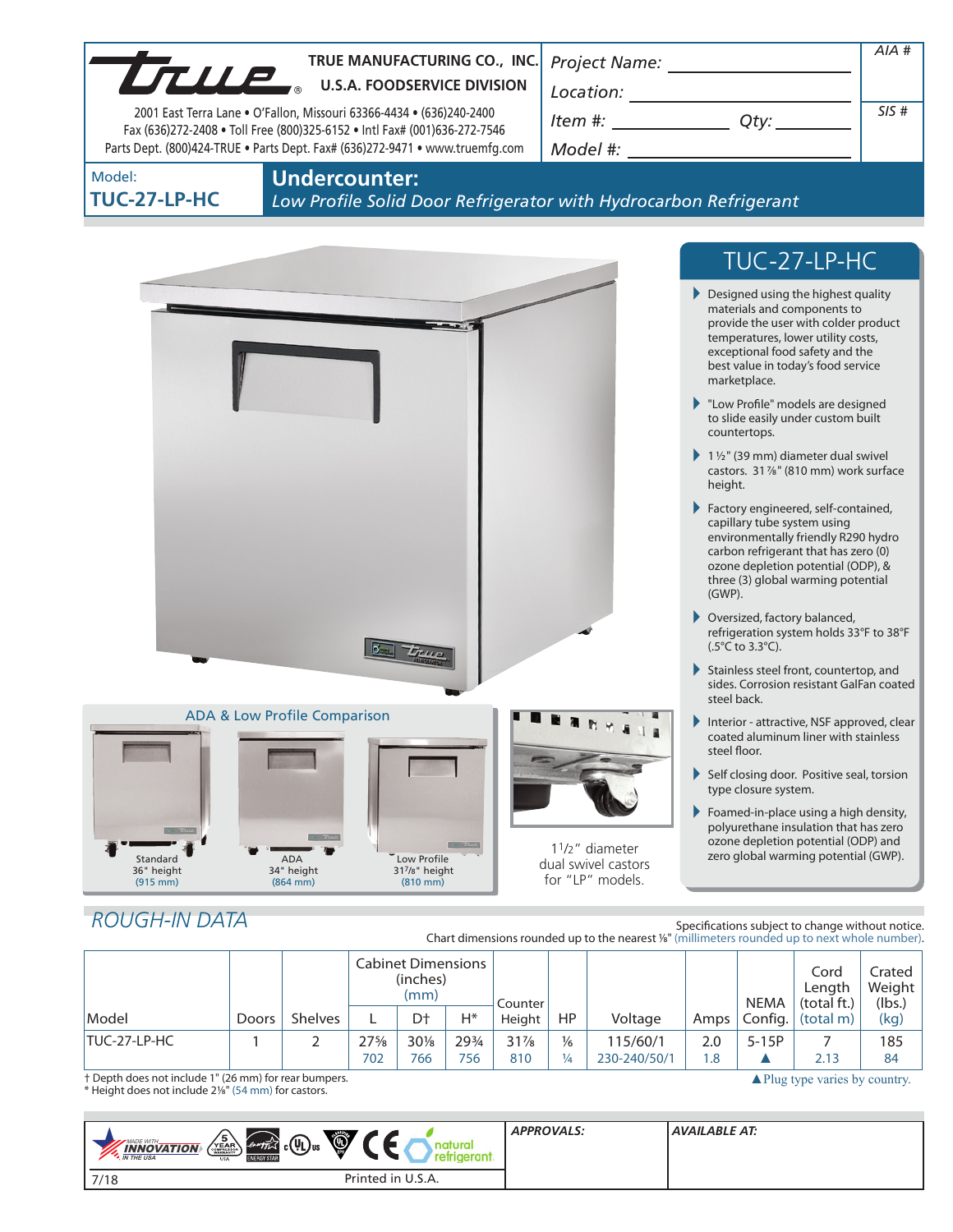**TRUE MANUFACTURING CO., INC.**
**U.S.A. FOODSERVICE DIVISION**

2001 East Terra Lane • O'Fallon, Missouri 63366-4434 • (636)240-2400
Fax (636)272-2408 • Toll Free (800)325-6152 • Intl Fax# (001)636-272-7546
Parts Dept. (800)424-TRUE • Parts Dept. Fax# (636)272-9471 • www.truemfg.com

*Project Name:* ______________________
*Location:* ______________________
*Item #:* ____________ *Qty:* ________
*Model #:* ______________________

*AIA #*

*SIS #*

Model:
**TUC-27-LP-HC**

## Undercounter:

*Low Profile Solid Door Refrigerator with Hydrocarbon Refrigerant*

## TUC-27-LP-HC

- Designed using the highest quality materials and components to provide the user with colder product temperatures, lower utility costs, exceptional food safety and the best value in today's food service marketplace.
- "Low Profile" models are designed to slide easily under custom built countertops.
- 1½" (39 mm) diameter dual swivel castors. 31⅞" (810 mm) work surface height.
- Factory engineered, self-contained, capillary tube system using environmentally friendly R290 hydro carbon refrigerant that has zero (0) ozone depletion potential (ODP), & three (3) global warming potential (GWP).
- Oversized, factory balanced, refrigeration system holds 33°F to 38°F (.5°C to 3.3°C).
- Stainless steel front, countertop, and sides. Corrosion resistant GalFan coated steel back.
- Interior - attractive, NSF approved, clear coated aluminum liner with stainless steel floor.
- Self closing door. Positive seal, torsion type closure system.
- Foamed-in-place using a high density, polyurethane insulation that has zero ozone depletion potential (ODP) and zero global warming potential (GWP).

ADA & Low Profile Comparison

Standard 36" height (915 mm)

ADA 34" height (864 mm)

Low Profile 31⅞" height (810 mm)

1½" diameter dual swivel castors for "LP" models.

## ROUGH-IN DATA

Specifications subject to change without notice.
Chart dimensions rounded up to the nearest ⅛" (millimeters rounded up to next whole number).

| Model | Doors | Shelves | Cabinet Dimensions (inches) (mm) | | | Counter Height | HP | Voltage | Amps | NEMA Config. | Cord Length (total ft.) (total m) | Crated Weight (lbs.) (kg) |
|---|---|---|---|---|---|---|---|---|---|---|---|---|
| | | | L | D† | H* | | | | | | | |
| TUC-27-LP-HC | 1 | 2 | 27⅝<br>702 | 30⅛<br>766 | 29¾<br>756 | 31⅞<br>810 | ⅙<br>¼ | 115/60/1<br>230-240/50/1 | 2.0<br>1.8 | 5-15P<br>▲ | 7<br>2.13 | 185<br>84 |

† Depth does not include 1" (26 mm) for rear bumpers.
\* Height does not include 2⅛" (54 mm) for castors.

▲Plug type varies by country.

*APPROVALS:*

*AVAILABLE AT:*

7/18

Printed in U.S.A.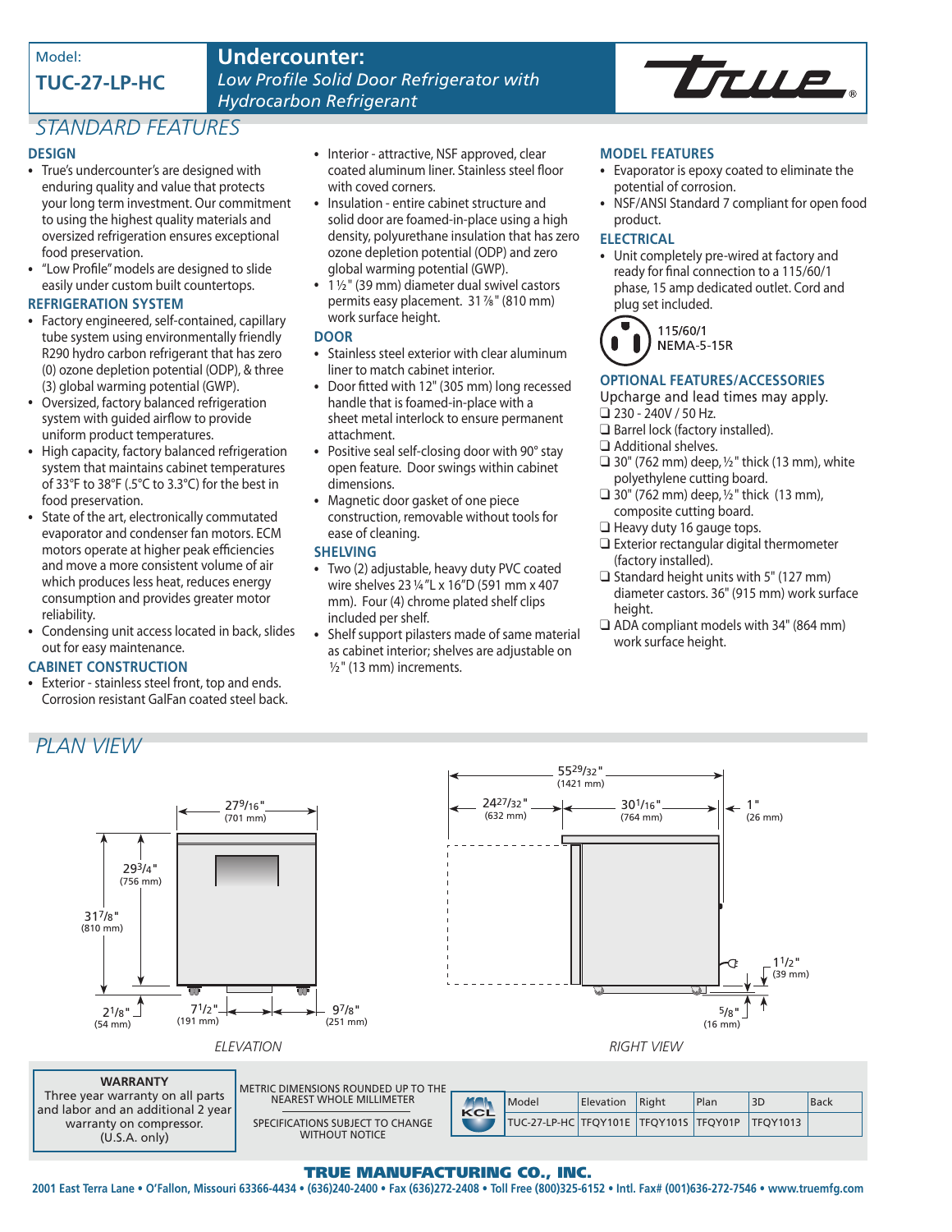Model:

**TUC-27-LP-HC**

## Undercounter:

*Low Profile Solid Door Refrigerator with Hydrocarbon Refrigerant*

## STANDARD FEATURES

### DESIGN

- True's undercounter's are designed with enduring quality and value that protects your long term investment. Our commitment to using the highest quality materials and oversized refrigeration ensures exceptional food preservation.
- "Low Profile" models are designed to slide easily under custom built countertops.

### REFRIGERATION SYSTEM

- Factory engineered, self-contained, capillary tube system using environmentally friendly R290 hydro carbon refrigerant that has zero (0) ozone depletion potential (ODP), & three (3) global warming potential (GWP).
- Oversized, factory balanced refrigeration system with guided airflow to provide uniform product temperatures.
- High capacity, factory balanced refrigeration system that maintains cabinet temperatures of 33°F to 38°F (.5°C to 3.3°C) for the best in food preservation.
- State of the art, electronically commutated evaporator and condenser fan motors. ECM motors operate at higher peak efficiencies and move a more consistent volume of air which produces less heat, reduces energy consumption and provides greater motor reliability.
- Condensing unit access located in back, slides out for easy maintenance.

### CABINET CONSTRUCTION

- Exterior - stainless steel front, top and ends. Corrosion resistant GalFan coated steel back.
- Interior - attractive, NSF approved, clear coated aluminum liner. Stainless steel floor with coved corners.
- Insulation - entire cabinet structure and solid door are foamed-in-place using a high density, polyurethane insulation that has zero ozone depletion potential (ODP) and zero global warming potential (GWP).
- 1½" (39 mm) diameter dual swivel castors permits easy placement. 31⅞" (810 mm) work surface height.

### DOOR

- Stainless steel exterior with clear aluminum liner to match cabinet interior.
- Door fitted with 12" (305 mm) long recessed handle that is foamed-in-place with a sheet metal interlock to ensure permanent attachment.
- Positive seal self-closing door with 90° stay open feature. Door swings within cabinet dimensions.
- Magnetic door gasket of one piece construction, removable without tools for ease of cleaning.

### SHELVING

- Two (2) adjustable, heavy duty PVC coated wire shelves 23¼"L x 16"D (591 mm x 407 mm). Four (4) chrome plated shelf clips included per shelf.
- Shelf support pilasters made of same material as cabinet interior; shelves are adjustable on ½" (13 mm) increments.

### MODEL FEATURES

- Evaporator is epoxy coated to eliminate the potential of corrosion.
- NSF/ANSI Standard 7 compliant for open food product.

### ELECTRICAL

- Unit completely pre-wired at factory and ready for final connection to a 115/60/1 phase, 15 amp dedicated outlet. Cord and plug set included.

115/60/1
NEMA-5-15R

### OPTIONAL FEATURES/ACCESSORIES

Upcharge and lead times may apply.

- ❑ 230 - 240V / 50 Hz.
- ❑ Barrel lock (factory installed).
- ❑ Additional shelves.
- ❑ 30" (762 mm) deep, ½" thick (13 mm), white polyethylene cutting board.
- ❑ 30" (762 mm) deep, ½" thick (13 mm), composite cutting board.
- ❑ Heavy duty 16 gauge tops.
- ❑ Exterior rectangular digital thermometer (factory installed).
- ❑ Standard height units with 5" (127 mm) diameter castors. 36" (915 mm) work surface height.
- ❑ ADA compliant models with 34" (864 mm) work surface height.

## PLAN VIEW

27⁹⁄₁₆" (701 mm)
29¾" (756 mm)
31⅞" (810 mm)
2⅛" (54 mm)
7½" (191 mm)
9⅞" (251 mm)

*ELEVATION*

55²⁹⁄₃₂" (1421 mm)
24²⁷⁄₃₂" (632 mm)
30¹⁄₁₆" (764 mm)
1" (26 mm)
1½" (39 mm)
⅝" (16 mm)

*RIGHT VIEW*

**WARRANTY**
Three year warranty on all parts and labor and an additional 2 year warranty on compressor. (U.S.A. only)

METRIC DIMENSIONS ROUNDED UP TO THE NEAREST WHOLE MILLIMETER

SPECIFICATIONS SUBJECT TO CHANGE WITHOUT NOTICE

| Model | Elevation | Right | Plan | 3D | Back |
|---|---|---|---|---|---|
| TUC-27-LP-HC | TFQY101E | TFQY101S | TFQY01P | TFQY1013 | |

**TRUE MANUFACTURING CO., INC.**

2001 East Terra Lane • O'Fallon, Missouri 63366-4434 • (636)240-2400 • Fax (636)272-2408 • Toll Free (800)325-6152 • Intl. Fax# (001)636-272-7546 • www.truemfg.com